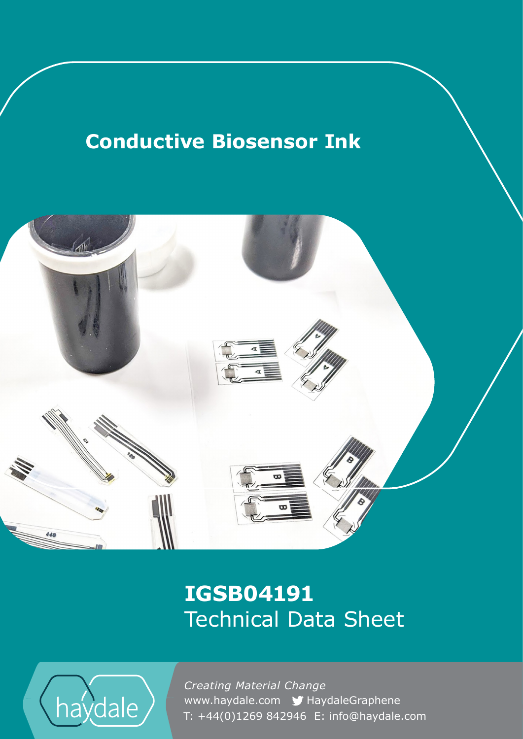# Conductive Biosensor Ink

## IGSB04191

Technical Data Sheet

*Creating Material Change*

www.haydale.com HaydaleGraphene

T: +44(0)1269 842946 E: info@haydale.com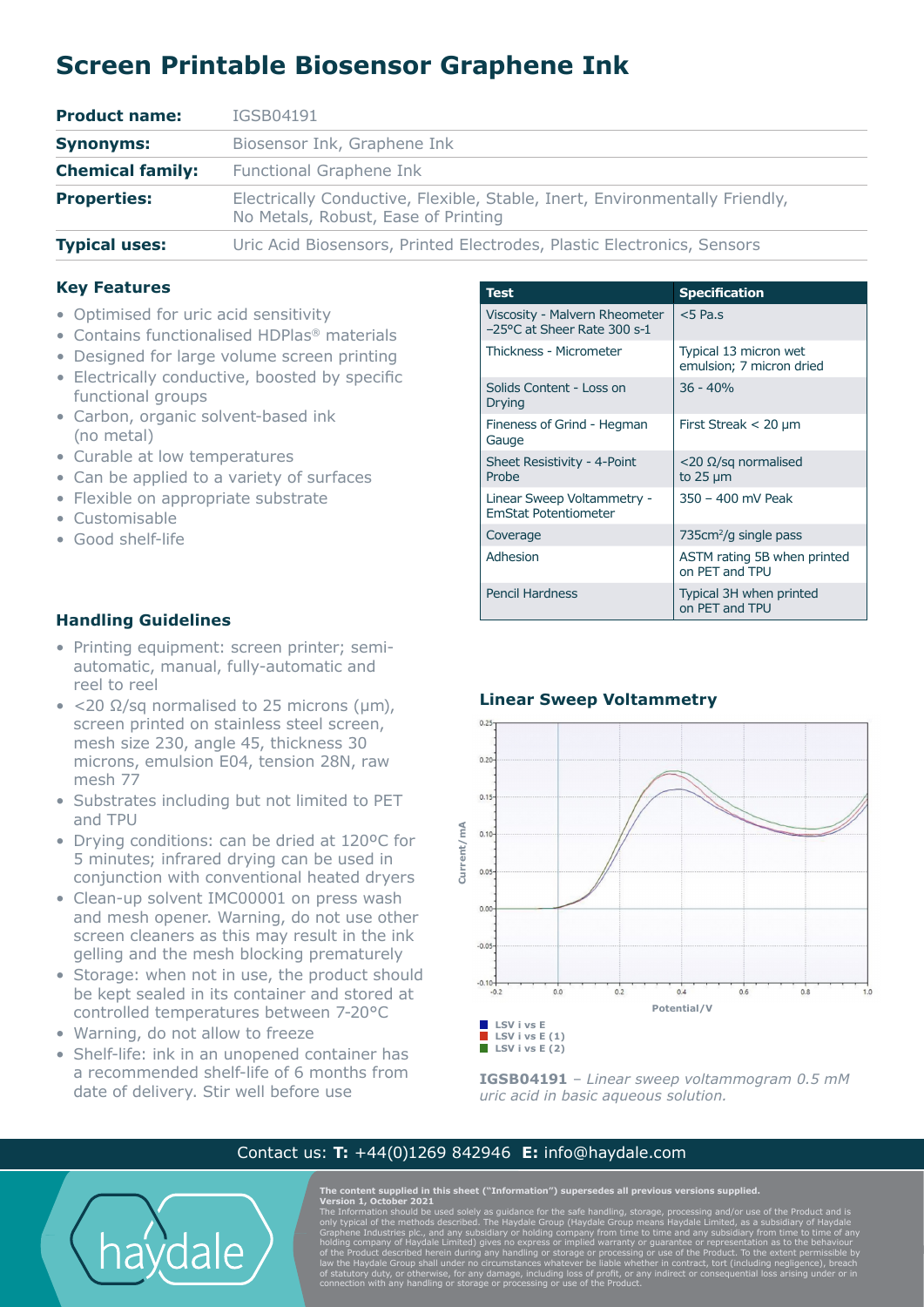# Screen Printable Biosensor Graphene Ink

| | |
|---|---|
| **Product name:** | IGSB04191 |
| **Synonyms:** | Biosensor Ink, Graphene Ink |
| **Chemical family:** | Functional Graphene Ink |
| **Properties:** | Electrically Conductive, Flexible, Stable, Inert, Environmentally Friendly, No Metals, Robust, Ease of Printing |
| **Typical uses:** | Uric Acid Biosensors, Printed Electrodes, Plastic Electronics, Sensors |

## Key Features

- Optimised for uric acid sensitivity
- Contains functionalised HDPlas® materials
- Designed for large volume screen printing
- Electrically conductive, boosted by specific functional groups
- Carbon, organic solvent-based ink (no metal)
- Curable at low temperatures
- Can be applied to a variety of surfaces
- Flexible on appropriate substrate
- Customisable
- Good shelf-life

| Test | Specification |
|---|---|
| Viscosity - Malvern Rheometer –25°C at Sheer Rate 300 s-1 | <5 Pa.s |
| Thickness - Micrometer | Typical 13 micron wet emulsion; 7 micron dried |
| Solids Content - Loss on Drying | 36 - 40% |
| Fineness of Grind - Hegman Gauge | First Streak < 20 µm |
| Sheet Resistivity - 4-Point Probe | <20 Ω/sq normalised to 25 µm |
| Linear Sweep Voltammetry - EmStat Potentiometer | 350 – 400 mV Peak |
| Coverage | 735cm²/g single pass |
| Adhesion | ASTM rating 5B when printed on PET and TPU |
| Pencil Hardness | Typical 3H when printed on PET and TPU |

## Handling Guidelines

- Printing equipment: screen printer; semi-automatic, manual, fully-automatic and reel to reel
- <20 Ω/sq normalised to 25 microns (µm), screen printed on stainless steel screen, mesh size 230, angle 45, thickness 30 microns, emulsion E04, tension 28N, raw mesh 77
- Substrates including but not limited to PET and TPU
- Drying conditions: can be dried at 120ºC for 5 minutes; infrared drying can be used in conjunction with conventional heated dryers
- Clean-up solvent IMC00001 on press wash and mesh opener. Warning, do not use other screen cleaners as this may result in the ink gelling and the mesh blocking prematurely
- Storage: when not in use, the product should be kept sealed in its container and stored at controlled temperatures between 7-20°C
- Warning, do not allow to freeze
- Shelf-life: ink in an unopened container has a recommended shelf-life of 6 months from date of delivery. Stir well before use

## Linear Sweep Voltammetry

Current/mA
0.25
0.20
0.15
0.10
0.05
0.00
-0.05
-0.10
-0.2
0.0
0.2
0.4
0.6
0.8
1.0
Potential/V

LSV i vs E
LSV i vs E (1)
LSV i vs E (2)

**IGSB04191** – *Linear sweep voltammogram 0.5 mM uric acid in basic aqueous solution.*

Contact us: **T:** +44(0)1269 842946 **E:** info@haydale.com

haydale

**The content supplied in this sheet ("Information") supersedes all previous versions supplied.**
**Version 1, October 2021**
The Information should be used solely as guidance for the safe handling, storage, processing and/or use of the Product and is only typical of the methods described. The Haydale Group (Haydale Group means Haydale Limited, as a subsidiary of Haydale Graphene Industries plc., and any subsidiary or holding company from time to time and any subsidiary from time to time of any holding company of Haydale Limited) gives no express or implied warranty or guarantee or representation as to the behaviour of the Product described herein during any handling or storage or processing or use of the Product. To the extent permissible by law the Haydale Group shall under no circumstances whatever be liable whether in contract, tort (including negligence), breach of statutory duty, or otherwise, for any damage, including loss of profit, or any indirect or consequential loss arising under or in connection with any handling or storage or processing or use of the Product.